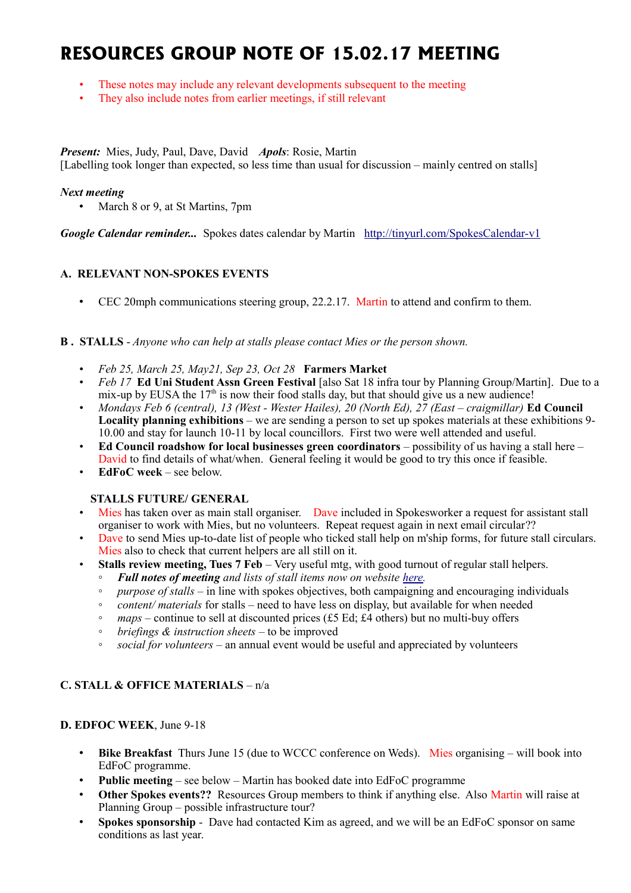# RESOURCES GROUP NOTE OF 15.02.17 MEETING

- These notes may include any relevant developments subsequent to the meeting
- They also include notes from earlier meetings, if still relevant

***Present:*** Mies, Judy, Paul, Dave, David ***Apols***: Rosie, Martin
[Labelling took longer than expected, so less time than usual for discussion – mainly centred on stalls]

***Next meeting***

- March 8 or 9, at St Martins, 7pm

***Google Calendar reminder...*** Spokes dates calendar by Martin http://tinyurl.com/SpokesCalendar-v1

## A. RELEVANT NON-SPOKES EVENTS

- CEC 20mph communications steering group, 22.2.17. Martin to attend and confirm to them.

## B . STALLS - *Anyone who can help at stalls please contact Mies or the person shown.*

- *Feb 25, March 25, May21, Sep 23, Oct 28* **Farmers Market**
- *Feb 17* **Ed Uni Student Assn Green Festival** [also Sat 18 infra tour by Planning Group/Martin]. Due to a mix-up by EUSA the 17th is now their food stalls day, but that should give us a new audience!
- *Mondays Feb 6 (central), 13 (West - Wester Hailes), 20 (North Ed), 27 (East – craigmillar)* **Ed Council Locality planning exhibitions** – we are sending a person to set up spokes materials at these exhibitions 9-10.00 and stay for launch 10-11 by local councillors. First two were well attended and useful.
- **Ed Council roadshow for local businesses green coordinators** – possibility of us having a stall here – David to find details of what/when. General feeling it would be good to try this once if feasible.
- **EdFoC week** – see below.

### STALLS FUTURE/ GENERAL

- Mies has taken over as main stall organiser. Dave included in Spokesworker a request for assistant stall organiser to work with Mies, but no volunteers. Repeat request again in next email circular??
- Dave to send Mies up-to-date list of people who ticked stall help on m'ship forms, for future stall circulars. Mies also to check that current helpers are all still on it.
- **Stalls review meeting, Tues 7 Feb** – Very useful mtg, with good turnout of regular stall helpers.
  - ***Full notes of meeting*** *and lists of stall items now on website here.*
  - *purpose of stalls* – in line with spokes objectives, both campaigning and encouraging individuals
  - *content/ materials* for stalls – need to have less on display, but available for when needed
  - *maps* – continue to sell at discounted prices (£5 Ed; £4 others) but no multi-buy offers
  - *briefings & instruction sheets* – to be improved
  - *social for volunteers* – an annual event would be useful and appreciated by volunteers

## C. STALL & OFFICE MATERIALS – n/a

## D. EDFOC WEEK, June 9-18

- **Bike Breakfast** Thurs June 15 (due to WCCC conference on Weds). Mies organising – will book into EdFoC programme.
- **Public meeting** – see below – Martin has booked date into EdFoC programme
- **Other Spokes events??** Resources Group members to think if anything else. Also Martin will raise at Planning Group – possible infrastructure tour?
- **Spokes sponsorship** - Dave had contacted Kim as agreed, and we will be an EdFoC sponsor on same conditions as last year.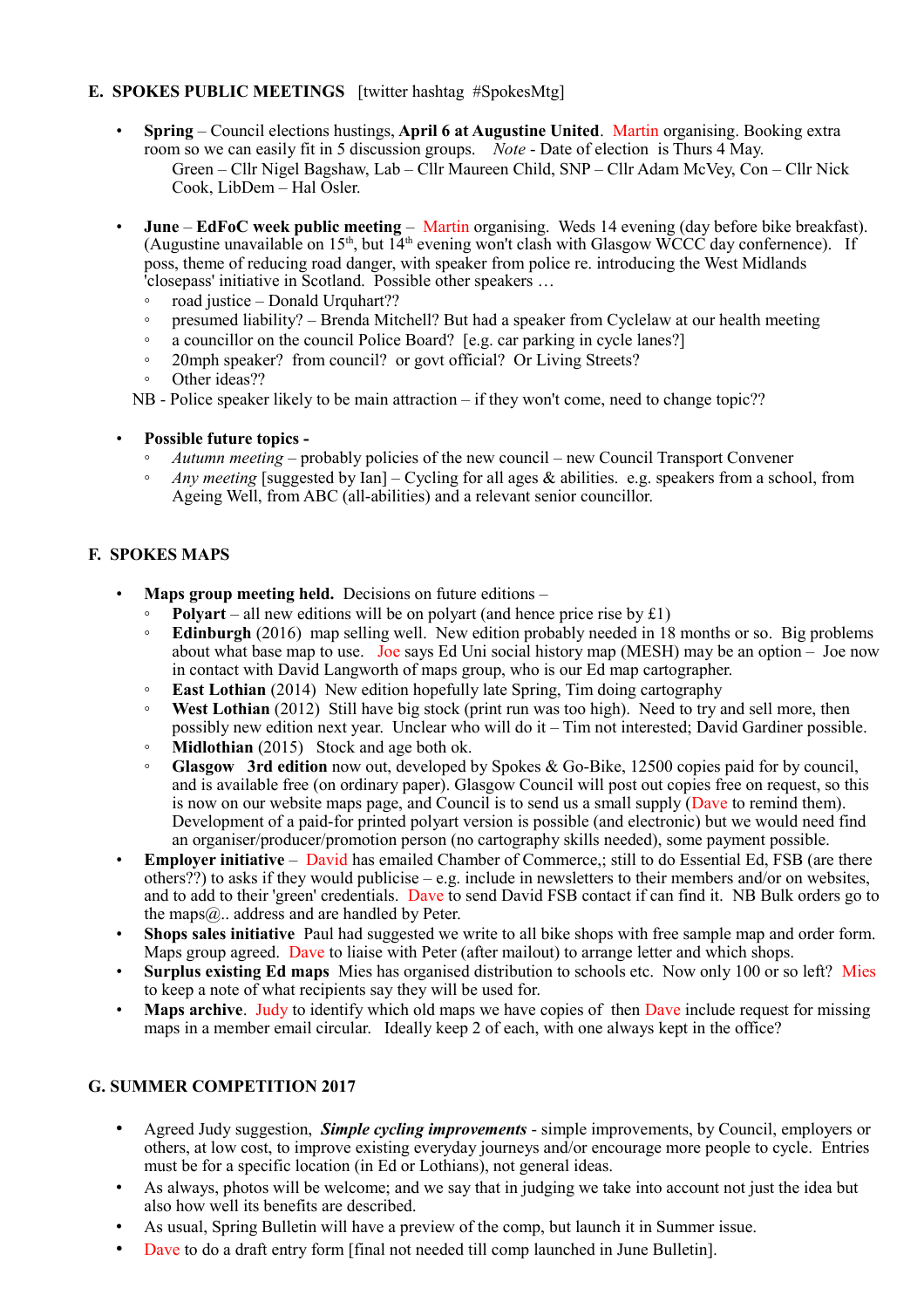## E. SPOKES PUBLIC MEETINGS [twitter hashtag #SpokesMtg]

- **Spring** – Council elections hustings, **April 6 at Augustine United**. Martin organising. Booking extra room so we can easily fit in 5 discussion groups. *Note* - Date of election is Thurs 4 May.
  Green – Cllr Nigel Bagshaw, Lab – Cllr Maureen Child, SNP – Cllr Adam McVey, Con – Cllr Nick Cook, LibDem – Hal Osler.

- **June** – **EdFoC week public meeting** – Martin organising. Weds 14 evening (day before bike breakfast). (Augustine unavailable on 15th, but 14th evening won't clash with Glasgow WCCC day conference). If poss, theme of reducing road danger, with speaker from police re. introducing the West Midlands 'closepass' initiative in Scotland. Possible other speakers …
  - road justice – Donald Urquhart??
  - presumed liability? – Brenda Mitchell? But had a speaker from Cyclelaw at our health meeting
  - a councillor on the council Police Board? [e.g. car parking in cycle lanes?]
  - 20mph speaker? from council? or govt official? Or Living Streets?
  - Other ideas??

  NB - Police speaker likely to be main attraction – if they won't come, need to change topic??

- **Possible future topics -**
  - *Autumn meeting* – probably policies of the new council – new Council Transport Convener
  - *Any meeting* [suggested by Ian] – Cycling for all ages & abilities. e.g. speakers from a school, from Ageing Well, from ABC (all-abilities) and a relevant senior councillor.

## F. SPOKES MAPS

- **Maps group meeting held.** Decisions on future editions –
  - **Polyart** – all new editions will be on polyart (and hence price rise by £1)
  - **Edinburgh** (2016) map selling well. New edition probably needed in 18 months or so. Big problems about what base map to use. Joe says Ed Uni social history map (MESH) may be an option – Joe now in contact with David Langworth of maps group, who is our Ed map cartographer.
  - **East Lothian** (2014) New edition hopefully late Spring, Tim doing cartography
  - **West Lothian** (2012) Still have big stock (print run was too high). Need to try and sell more, then possibly new edition next year. Unclear who will do it – Tim not interested; David Gardiner possible.
  - **Midlothian** (2015) Stock and age both ok.
  - **Glasgow 3rd edition** now out, developed by Spokes & Go-Bike, 12500 copies paid for by council, and is available free (on ordinary paper). Glasgow Council will post out copies free on request, so this is now on our website maps page, and Council is to send us a small supply (Dave to remind them). Development of a paid-for printed polyart version is possible (and electronic) but we would need find an organiser/producer/promotion person (no cartography skills needed), some payment possible.
- **Employer initiative** – David has emailed Chamber of Commerce,; still to do Essential Ed, FSB (are there others??) to asks if they would publicise – e.g. include in newsletters to their members and/or on websites, and to add to their 'green' credentials. Dave to send David FSB contact if can find it. NB Bulk orders go to the maps@.. address and are handled by Peter.
- **Shops sales initiative** Paul had suggested we write to all bike shops with free sample map and order form. Maps group agreed. Dave to liaise with Peter (after mailout) to arrange letter and which shops.
- **Surplus existing Ed maps** Mies has organised distribution to schools etc. Now only 100 or so left? Mies to keep a note of what recipients say they will be used for.
- **Maps archive**. Judy to identify which old maps we have copies of then Dave include request for missing maps in a member email circular. Ideally keep 2 of each, with one always kept in the office?

## G. SUMMER COMPETITION 2017

- Agreed Judy suggestion, ***Simple cycling improvements*** - simple improvements, by Council, employers or others, at low cost, to improve existing everyday journeys and/or encourage more people to cycle. Entries must be for a specific location (in Ed or Lothians), not general ideas.
- As always, photos will be welcome; and we say that in judging we take into account not just the idea but also how well its benefits are described.
- As usual, Spring Bulletin will have a preview of the comp, but launch it in Summer issue.
- Dave to do a draft entry form [final not needed till comp launched in June Bulletin].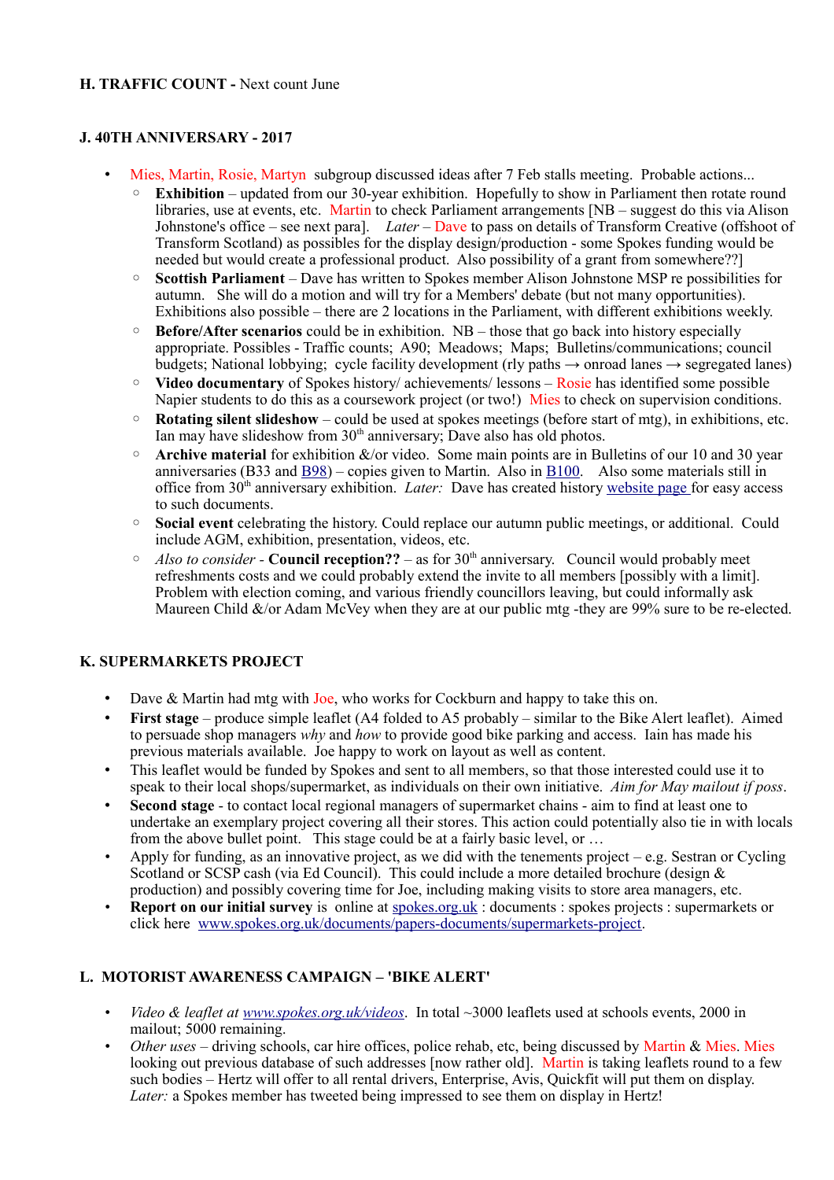**H. TRAFFIC COUNT -** Next count June

**J. 40TH ANNIVERSARY - 2017**

- Mies, Martin, Rosie, Martyn subgroup discussed ideas after 7 Feb stalls meeting. Probable actions...
  - **Exhibition** – updated from our 30-year exhibition. Hopefully to show in Parliament then rotate round libraries, use at events, etc. Martin to check Parliament arrangements [NB – suggest do this via Alison Johnstone's office – see next para]. *Later* – Dave to pass on details of Transform Creative (offshoot of Transform Scotland) as possibles for the display design/production - some Spokes funding would be needed but would create a professional product. Also possibility of a grant from somewhere??]
  - **Scottish Parliament** – Dave has written to Spokes member Alison Johnstone MSP re possibilities for autumn. She will do a motion and will try for a Members' debate (but not many opportunities). Exhibitions also possible – there are 2 locations in the Parliament, with different exhibitions weekly.
  - **Before/After scenarios** could be in exhibition. NB – those that go back into history especially appropriate. Possibles - Traffic counts; A90; Meadows; Maps; Bulletins/communications; council budgets; National lobbying; cycle facility development (rly paths → onroad lanes → segregated lanes)
  - **Video documentary** of Spokes history/ achievements/ lessons – Rosie has identified some possible Napier students to do this as a coursework project (or two!) Mies to check on supervision conditions.
  - **Rotating silent slideshow** – could be used at spokes meetings (before start of mtg), in exhibitions, etc. Ian may have slideshow from 30th anniversary; Dave also has old photos.
  - **Archive material** for exhibition &/or video. Some main points are in Bulletins of our 10 and 30 year anniversaries (B33 and B98) – copies given to Martin. Also in B100. Also some materials still in office from 30th anniversary exhibition. *Later:* Dave has created history website page for easy access to such documents.
  - **Social event** celebrating the history. Could replace our autumn public meetings, or additional. Could include AGM, exhibition, presentation, videos, etc.
  - *Also to consider* - **Council reception??** – as for 30th anniversary. Council would probably meet refreshments costs and we could probably extend the invite to all members [possibly with a limit]. Problem with election coming, and various friendly councillors leaving, but could informally ask Maureen Child &/or Adam McVey when they are at our public mtg -they are 99% sure to be re-elected.

**K. SUPERMARKETS PROJECT**

- Dave & Martin had mtg with Joe, who works for Cockburn and happy to take this on.
- **First stage** – produce simple leaflet (A4 folded to A5 probably – similar to the Bike Alert leaflet). Aimed to persuade shop managers *why* and *how* to provide good bike parking and access. Iain has made his previous materials available. Joe happy to work on layout as well as content.
- This leaflet would be funded by Spokes and sent to all members, so that those interested could use it to speak to their local shops/supermarket, as individuals on their own initiative. *Aim for May mailout if poss*.
- **Second stage** - to contact local regional managers of supermarket chains - aim to find at least one to undertake an exemplary project covering all their stores. This action could potentially also tie in with locals from the above bullet point. This stage could be at a fairly basic level, or …
- Apply for funding, as an innovative project, as we did with the tenements project – e.g. Sestran or Cycling Scotland or SCSP cash (via Ed Council). This could include a more detailed brochure (design & production) and possibly covering time for Joe, including making visits to store area managers, etc.
- **Report on our initial survey** is online at spokes.org.uk : documents : spokes projects : supermarkets or click here www.spokes.org.uk/documents/papers-documents/supermarkets-project.

**L. MOTORIST AWARENESS CAMPAIGN – 'BIKE ALERT'**

- *Video & leaflet at www.spokes.org.uk/videos*. In total ~3000 leaflets used at schools events, 2000 in mailout; 5000 remaining.
- *Other uses* – driving schools, car hire offices, police rehab, etc, being discussed by Martin & Mies. Mies looking out previous database of such addresses [now rather old]. Martin is taking leaflets round to a few such bodies – Hertz will offer to all rental drivers, Enterprise, Avis, Quickfit will put them on display. *Later:* a Spokes member has tweeted being impressed to see them on display in Hertz!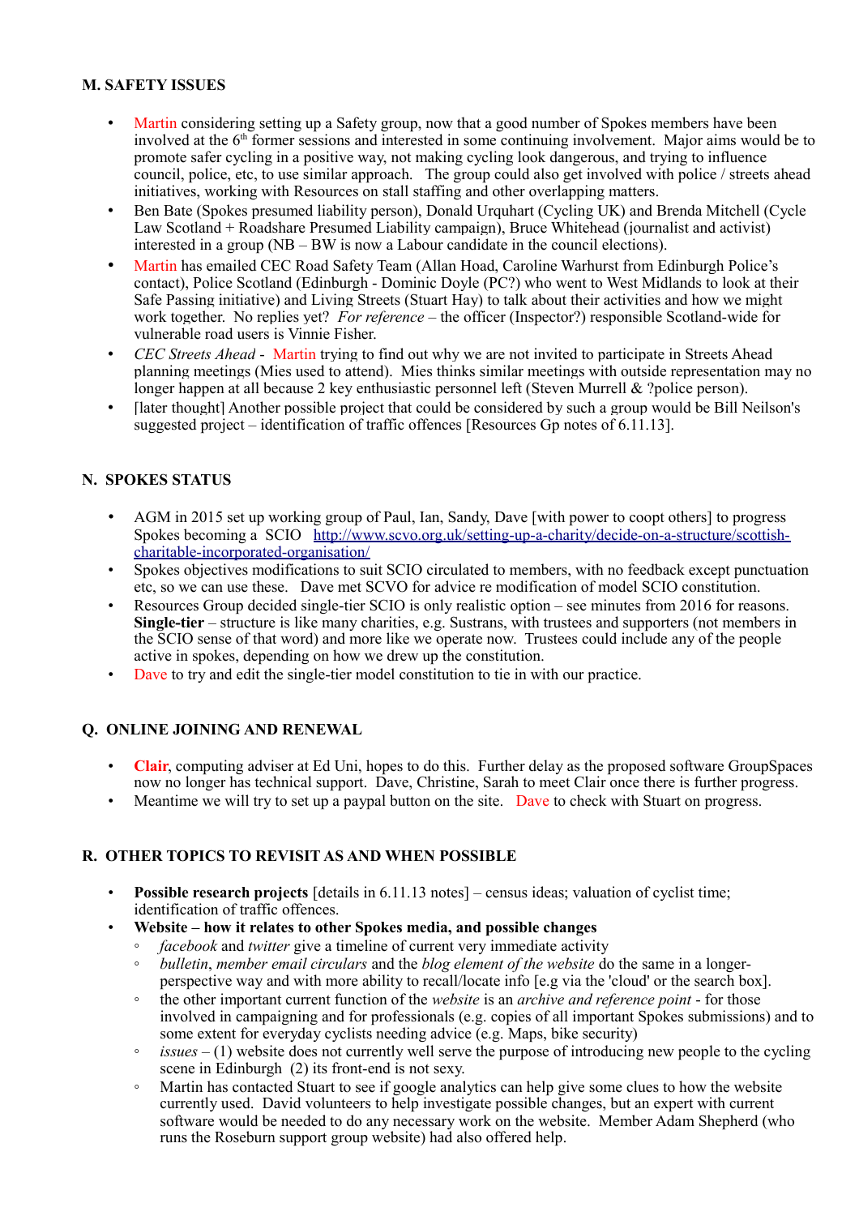## M. SAFETY ISSUES

- Martin considering setting up a Safety group, now that a good number of Spokes members have been involved at the 6th former sessions and interested in some continuing involvement. Major aims would be to promote safer cycling in a positive way, not making cycling look dangerous, and trying to influence council, police, etc, to use similar approach. The group could also get involved with police / streets ahead initiatives, working with Resources on stall staffing and other overlapping matters.
- Ben Bate (Spokes presumed liability person), Donald Urquhart (Cycling UK) and Brenda Mitchell (Cycle Law Scotland + Roadshare Presumed Liability campaign), Bruce Whitehead (journalist and activist) interested in a group (NB – BW is now a Labour candidate in the council elections).
- Martin has emailed CEC Road Safety Team (Allan Hoad, Caroline Warhurst from Edinburgh Police's contact), Police Scotland (Edinburgh - Dominic Doyle (PC?) who went to West Midlands to look at their Safe Passing initiative) and Living Streets (Stuart Hay) to talk about their activities and how we might work together. No replies yet? *For reference* – the officer (Inspector?) responsible Scotland-wide for vulnerable road users is Vinnie Fisher.
- *CEC Streets Ahead* - Martin trying to find out why we are not invited to participate in Streets Ahead planning meetings (Mies used to attend). Mies thinks similar meetings with outside representation may no longer happen at all because 2 key enthusiastic personnel left (Steven Murrell & ?police person).
- [later thought] Another possible project that could be considered by such a group would be Bill Neilson's suggested project – identification of traffic offences [Resources Gp notes of 6.11.13].

## N. SPOKES STATUS

- AGM in 2015 set up working group of Paul, Ian, Sandy, Dave [with power to coopt others] to progress Spokes becoming a SCIO http://www.scvo.org.uk/setting-up-a-charity/decide-on-a-structure/scottish-charitable-incorporated-organisation/
- Spokes objectives modifications to suit SCIO circulated to members, with no feedback except punctuation etc, so we can use these. Dave met SCVO for advice re modification of model SCIO constitution.
- Resources Group decided single-tier SCIO is only realistic option – see minutes from 2016 for reasons. **Single-tier** – structure is like many charities, e.g. Sustrans, with trustees and supporters (not members in the SCIO sense of that word) and more like we operate now. Trustees could include any of the people active in spokes, depending on how we drew up the constitution.
- Dave to try and edit the single-tier model constitution to tie in with our practice.

## Q. ONLINE JOINING AND RENEWAL

- **Clair**, computing adviser at Ed Uni, hopes to do this. Further delay as the proposed software GroupSpaces now no longer has technical support. Dave, Christine, Sarah to meet Clair once there is further progress.
- Meantime we will try to set up a paypal button on the site. Dave to check with Stuart on progress.

## R. OTHER TOPICS TO REVISIT AS AND WHEN POSSIBLE

- **Possible research projects** [details in 6.11.13 notes] – census ideas; valuation of cyclist time; identification of traffic offences.
- **Website – how it relates to other Spokes media, and possible changes**
  - *facebook* and *twitter* give a timeline of current very immediate activity
  - *bulletin*, *member email circulars* and the *blog element of the website* do the same in a longer-perspective way and with more ability to recall/locate info [e.g via the 'cloud' or the search box].
  - the other important current function of the *website* is an *archive and reference point* - for those involved in campaigning and for professionals (e.g. copies of all important Spokes submissions) and to some extent for everyday cyclists needing advice (e.g. Maps, bike security)
  - *issues* – (1) website does not currently well serve the purpose of introducing new people to the cycling scene in Edinburgh (2) its front-end is not sexy.
  - Martin has contacted Stuart to see if google analytics can help give some clues to how the website currently used. David volunteers to help investigate possible changes, but an expert with current software would be needed to do any necessary work on the website. Member Adam Shepherd (who runs the Roseburn support group website) had also offered help.